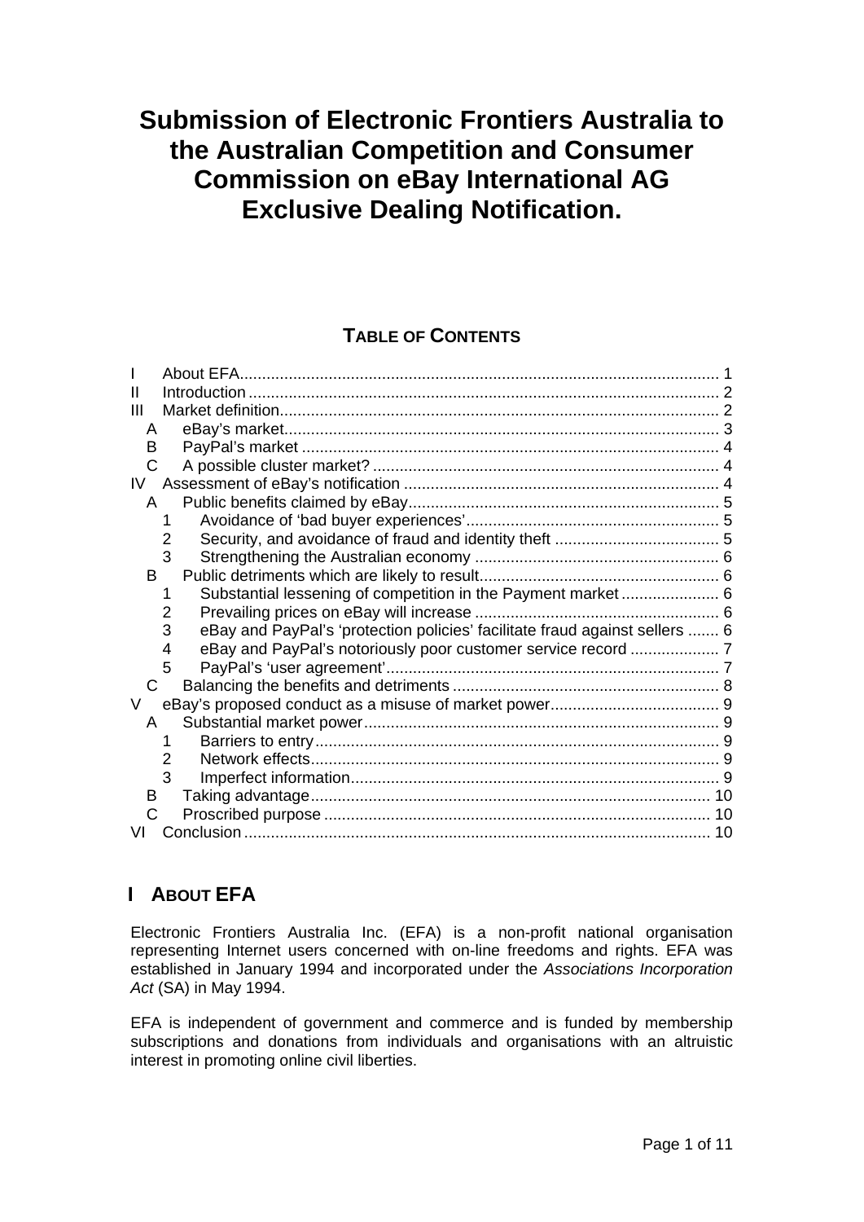# Submission of Electronic Frontiers Australia to the Australian Competition and Consumer Commission on eBay International AG Exclusive Dealing Notification.

## TABLE OF CONTENTS

- I About EFA ........ 1
- II Introduction ........ 2
- III Market definition ........ 2
  - A eBay's market ........ 3
  - B PayPal's market ........ 4
  - C A possible cluster market? ........ 4
- IV Assessment of eBay's notification ........ 4
  - A Public benefits claimed by eBay ........ 5
    - 1 Avoidance of 'bad buyer experiences' ........ 5
    - 2 Security, and avoidance of fraud and identity theft ........ 5
    - 3 Strengthening the Australian economy ........ 6
  - B Public detriments which are likely to result ........ 6
    - 1 Substantial lessening of competition in the Payment market ........ 6
    - 2 Prevailing prices on eBay will increase ........ 6
    - 3 eBay and PayPal's 'protection policies' facilitate fraud against sellers ........ 6
    - 4 eBay and PayPal's notoriously poor customer service record ........ 7
    - 5 PayPal's 'user agreement' ........ 7
  - C Balancing the benefits and detriments ........ 8
- V eBay's proposed conduct as a misuse of market power ........ 9
  - A Substantial market power ........ 9
    - 1 Barriers to entry ........ 9
    - 2 Network effects ........ 9
    - 3 Imperfect information ........ 9
  - B Taking advantage ........ 10
  - C Proscribed purpose ........ 10
- VI Conclusion ........ 10

## I ABOUT EFA

Electronic Frontiers Australia Inc. (EFA) is a non-profit national organisation representing Internet users concerned with on-line freedoms and rights. EFA was established in January 1994 and incorporated under the *Associations Incorporation Act* (SA) in May 1994.

EFA is independent of government and commerce and is funded by membership subscriptions and donations from individuals and organisations with an altruistic interest in promoting online civil liberties.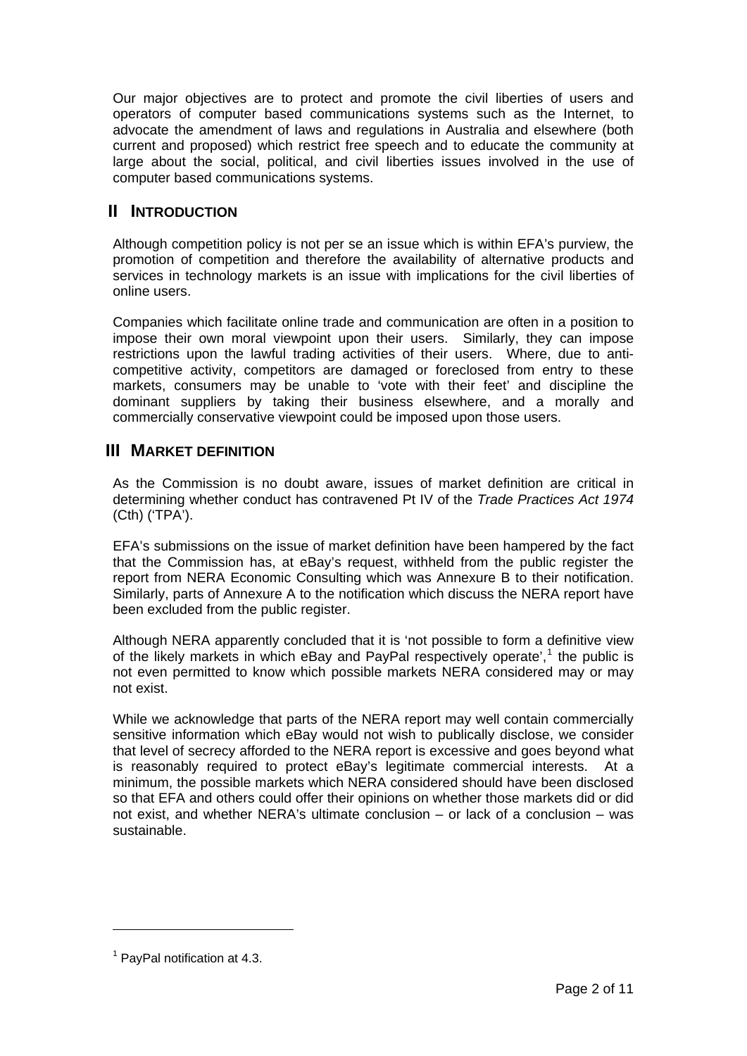Our major objectives are to protect and promote the civil liberties of users and operators of computer based communications systems such as the Internet, to advocate the amendment of laws and regulations in Australia and elsewhere (both current and proposed) which restrict free speech and to educate the community at large about the social, political, and civil liberties issues involved in the use of computer based communications systems.

## II INTRODUCTION

Although competition policy is not per se an issue which is within EFA's purview, the promotion of competition and therefore the availability of alternative products and services in technology markets is an issue with implications for the civil liberties of online users.

Companies which facilitate online trade and communication are often in a position to impose their own moral viewpoint upon their users. Similarly, they can impose restrictions upon the lawful trading activities of their users. Where, due to anti-competitive activity, competitors are damaged or foreclosed from entry to these markets, consumers may be unable to 'vote with their feet' and discipline the dominant suppliers by taking their business elsewhere, and a morally and commercially conservative viewpoint could be imposed upon those users.

## III MARKET DEFINITION

As the Commission is no doubt aware, issues of market definition are critical in determining whether conduct has contravened Pt IV of the *Trade Practices Act 1974* (Cth) ('TPA').

EFA's submissions on the issue of market definition have been hampered by the fact that the Commission has, at eBay's request, withheld from the public register the report from NERA Economic Consulting which was Annexure B to their notification. Similarly, parts of Annexure A to the notification which discuss the NERA report have been excluded from the public register.

Although NERA apparently concluded that it is 'not possible to form a definitive view of the likely markets in which eBay and PayPal respectively operate',[1] the public is not even permitted to know which possible markets NERA considered may or may not exist.

While we acknowledge that parts of the NERA report may well contain commercially sensitive information which eBay would not wish to publically disclose, we consider that level of secrecy afforded to the NERA report is excessive and goes beyond what is reasonably required to protect eBay's legitimate commercial interests. At a minimum, the possible markets which NERA considered should have been disclosed so that EFA and others could offer their opinions on whether those markets did or did not exist, and whether NERA's ultimate conclusion – or lack of a conclusion – was sustainable.

[1] PayPal notification at 4.3.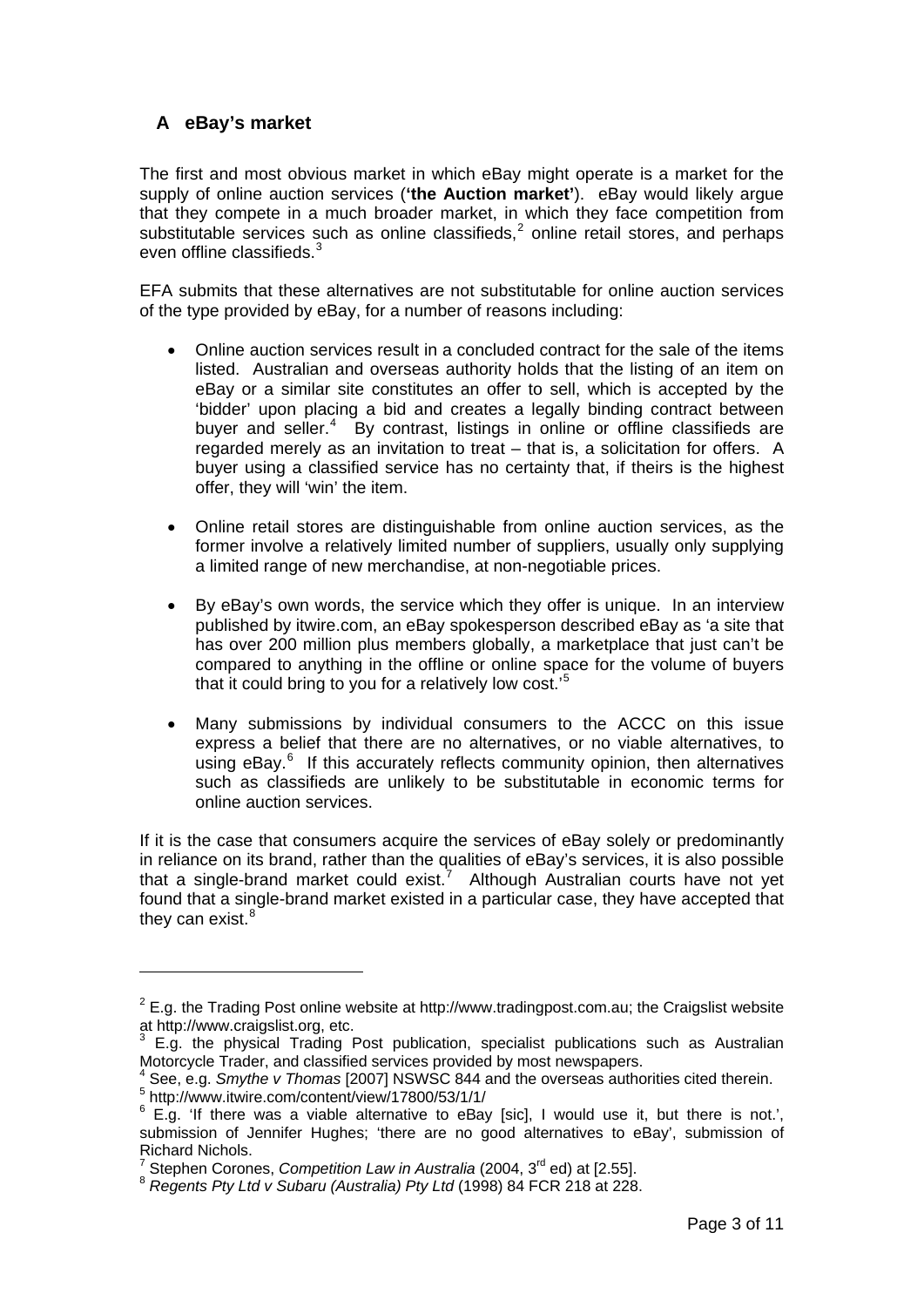## A eBay's market

The first and most obvious market in which eBay might operate is a market for the supply of online auction services (**'the Auction market'**). eBay would likely argue that they compete in a much broader market, in which they face competition from substitutable services such as online classifieds,[2] online retail stores, and perhaps even offline classifieds.[3]

EFA submits that these alternatives are not substitutable for online auction services of the type provided by eBay, for a number of reasons including:

- Online auction services result in a concluded contract for the sale of the items listed. Australian and overseas authority holds that the listing of an item on eBay or a similar site constitutes an offer to sell, which is accepted by the 'bidder' upon placing a bid and creates a legally binding contract between buyer and seller.[4] By contrast, listings in online or offline classifieds are regarded merely as an invitation to treat – that is, a solicitation for offers. A buyer using a classified service has no certainty that, if theirs is the highest offer, they will 'win' the item.

- Online retail stores are distinguishable from online auction services, as the former involve a relatively limited number of suppliers, usually only supplying a limited range of new merchandise, at non-negotiable prices.

- By eBay's own words, the service which they offer is unique. In an interview published by itwire.com, an eBay spokesperson described eBay as 'a site that has over 200 million plus members globally, a marketplace that just can't be compared to anything in the offline or online space for the volume of buyers that it could bring to you for a relatively low cost.'[5]

- Many submissions by individual consumers to the ACCC on this issue express a belief that there are no alternatives, or no viable alternatives, to using eBay.[6] If this accurately reflects community opinion, then alternatives such as classifieds are unlikely to be substitutable in economic terms for online auction services.

If it is the case that consumers acquire the services of eBay solely or predominantly in reliance on its brand, rather than the qualities of eBay's services, it is also possible that a single-brand market could exist.[7] Although Australian courts have not yet found that a single-brand market existed in a particular case, they have accepted that they can exist.[8]

---

[2] E.g. the Trading Post online website at http://www.tradingpost.com.au; the Craigslist website at http://www.craigslist.org, etc.

[3] E.g. the physical Trading Post publication, specialist publications such as Australian Motorcycle Trader, and classified services provided by most newspapers.

[4] See, e.g. *Smythe v Thomas* [2007] NSWSC 844 and the overseas authorities cited therein.

[5] http://www.itwire.com/content/view/17800/53/1/1/

[6] E.g. 'If there was a viable alternative to eBay [sic], I would use it, but there is not.', submission of Jennifer Hughes; 'there are no good alternatives to eBay', submission of Richard Nichols.

[7] Stephen Corones, *Competition Law in Australia* (2004, 3rd ed) at [2.55].

[8] *Regents Pty Ltd v Subaru (Australia) Pty Ltd* (1998) 84 FCR 218 at 228.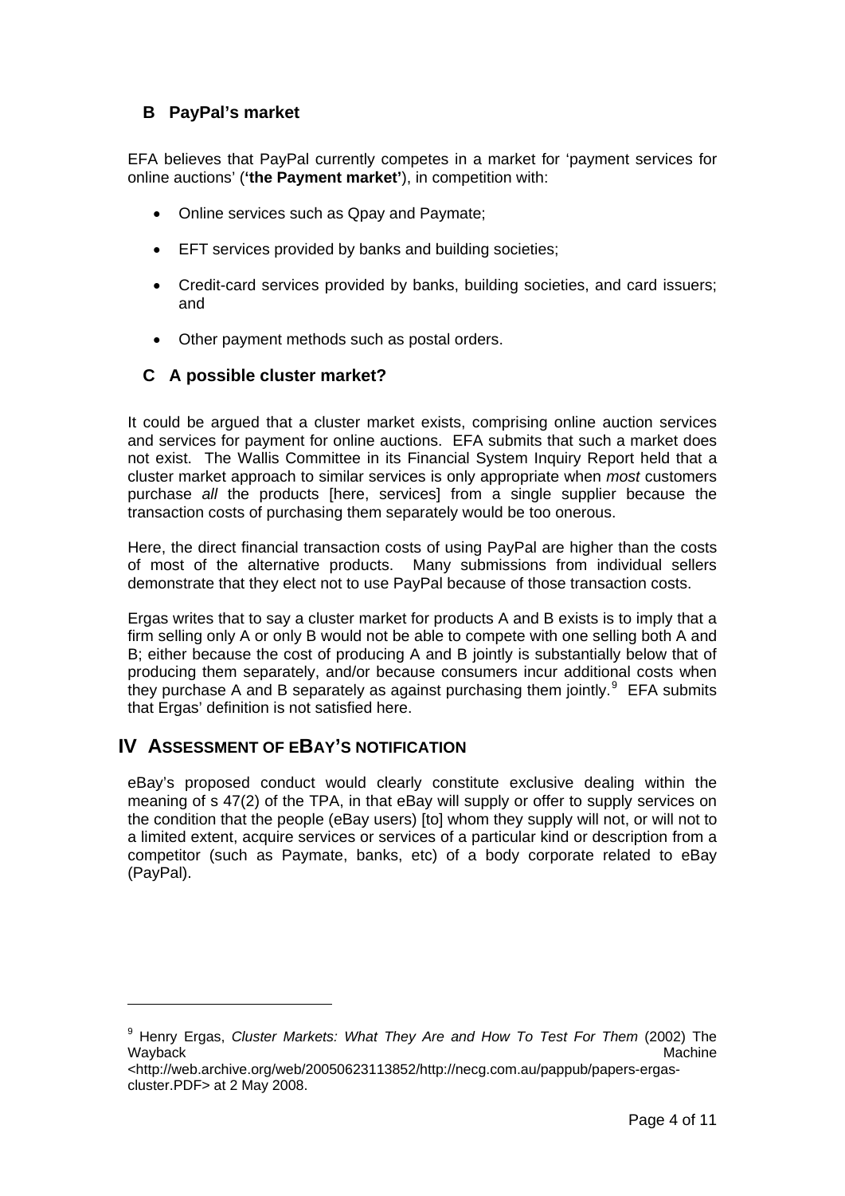## B PayPal's market

EFA believes that PayPal currently competes in a market for 'payment services for online auctions' (**'the Payment market'**), in competition with:

- Online services such as Qpay and Paymate;
- EFT services provided by banks and building societies;
- Credit-card services provided by banks, building societies, and card issuers; and
- Other payment methods such as postal orders.

## C A possible cluster market?

It could be argued that a cluster market exists, comprising online auction services and services for payment for online auctions. EFA submits that such a market does not exist. The Wallis Committee in its Financial System Inquiry Report held that a cluster market approach to similar services is only appropriate when *most* customers purchase *all* the products [here, services] from a single supplier because the transaction costs of purchasing them separately would be too onerous.

Here, the direct financial transaction costs of using PayPal are higher than the costs of most of the alternative products. Many submissions from individual sellers demonstrate that they elect not to use PayPal because of those transaction costs.

Ergas writes that to say a cluster market for products A and B exists is to imply that a firm selling only A or only B would not be able to compete with one selling both A and B; either because the cost of producing A and B jointly is substantially below that of producing them separately, and/or because consumers incur additional costs when they purchase A and B separately as against purchasing them jointly.[9] EFA submits that Ergas' definition is not satisfied here.

# IV ASSESSMENT OF EBAY'S NOTIFICATION

eBay's proposed conduct would clearly constitute exclusive dealing within the meaning of s 47(2) of the TPA, in that eBay will supply or offer to supply services on the condition that the people (eBay users) [to] whom they supply will not, or will not to a limited extent, acquire services or services of a particular kind or description from a competitor (such as Paymate, banks, etc) of a body corporate related to eBay (PayPal).

---

[9] Henry Ergas, *Cluster Markets: What They Are and How To Test For Them* (2002) The Wayback Machine <http://web.archive.org/web/20050623113852/http://necg.com.au/pappub/papers-ergas-cluster.PDF> at 2 May 2008.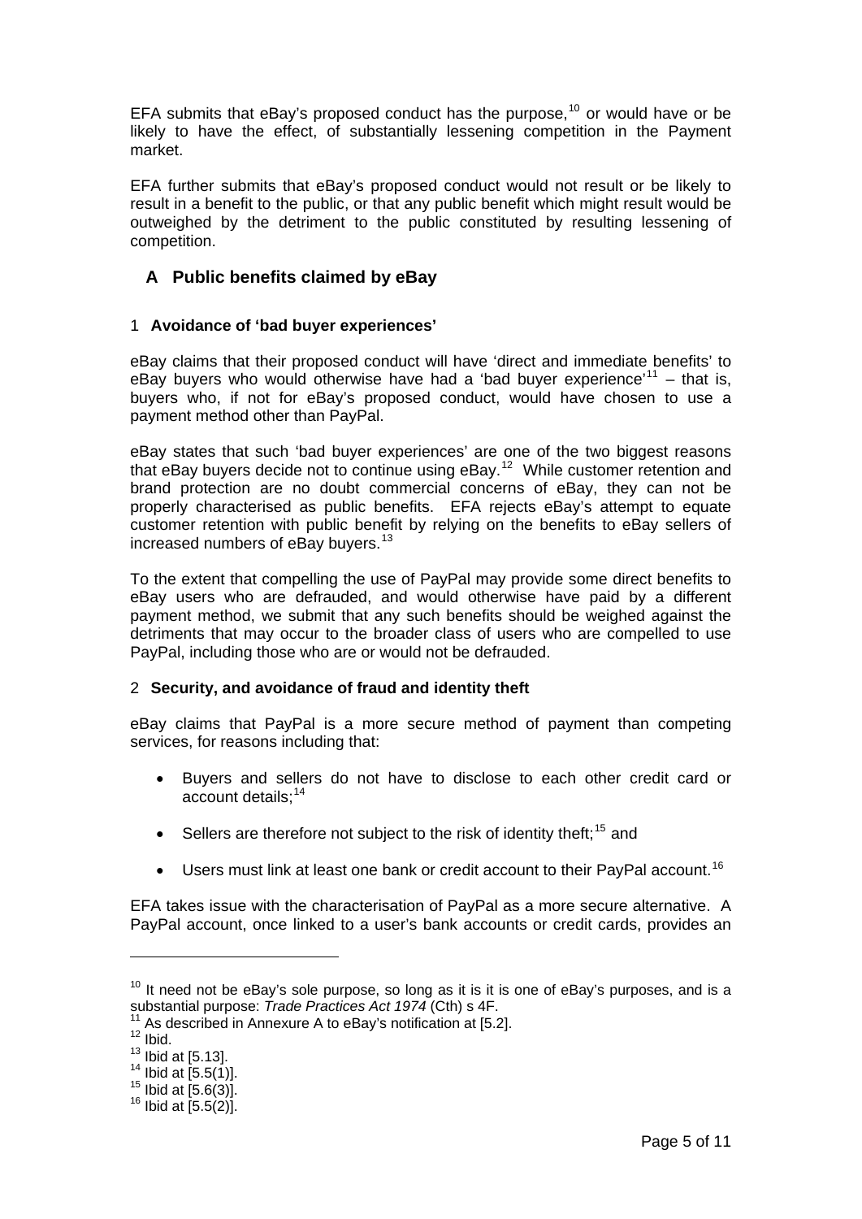EFA submits that eBay's proposed conduct has the purpose,[10] or would have or be likely to have the effect, of substantially lessening competition in the Payment market.

EFA further submits that eBay's proposed conduct would not result or be likely to result in a benefit to the public, or that any public benefit which might result would be outweighed by the detriment to the public constituted by resulting lessening of competition.

## A Public benefits claimed by eBay

### 1 Avoidance of 'bad buyer experiences'

eBay claims that their proposed conduct will have 'direct and immediate benefits' to eBay buyers who would otherwise have had a 'bad buyer experience'[11] – that is, buyers who, if not for eBay's proposed conduct, would have chosen to use a payment method other than PayPal.

eBay states that such 'bad buyer experiences' are one of the two biggest reasons that eBay buyers decide not to continue using eBay.[12] While customer retention and brand protection are no doubt commercial concerns of eBay, they can not be properly characterised as public benefits. EFA rejects eBay's attempt to equate customer retention with public benefit by relying on the benefits to eBay sellers of increased numbers of eBay buyers.[13]

To the extent that compelling the use of PayPal may provide some direct benefits to eBay users who are defrauded, and would otherwise have paid by a different payment method, we submit that any such benefits should be weighed against the detriments that may occur to the broader class of users who are compelled to use PayPal, including those who are or would not be defrauded.

### 2 Security, and avoidance of fraud and identity theft

eBay claims that PayPal is a more secure method of payment than competing services, for reasons including that:

- Buyers and sellers do not have to disclose to each other credit card or account details;[14]
- Sellers are therefore not subject to the risk of identity theft;[15] and
- Users must link at least one bank or credit account to their PayPal account.[16]

EFA takes issue with the characterisation of PayPal as a more secure alternative. A PayPal account, once linked to a user's bank accounts or credit cards, provides an

---

[10] It need not be eBay's sole purpose, so long as it is it is one of eBay's purposes, and is a substantial purpose: *Trade Practices Act 1974* (Cth) s 4F.

[11] As described in Annexure A to eBay's notification at [5.2].

[12] Ibid.

[13] Ibid at [5.13].

[14] Ibid at [5.5(1)].

[15] Ibid at [5.6(3)].

[16] Ibid at [5.5(2)].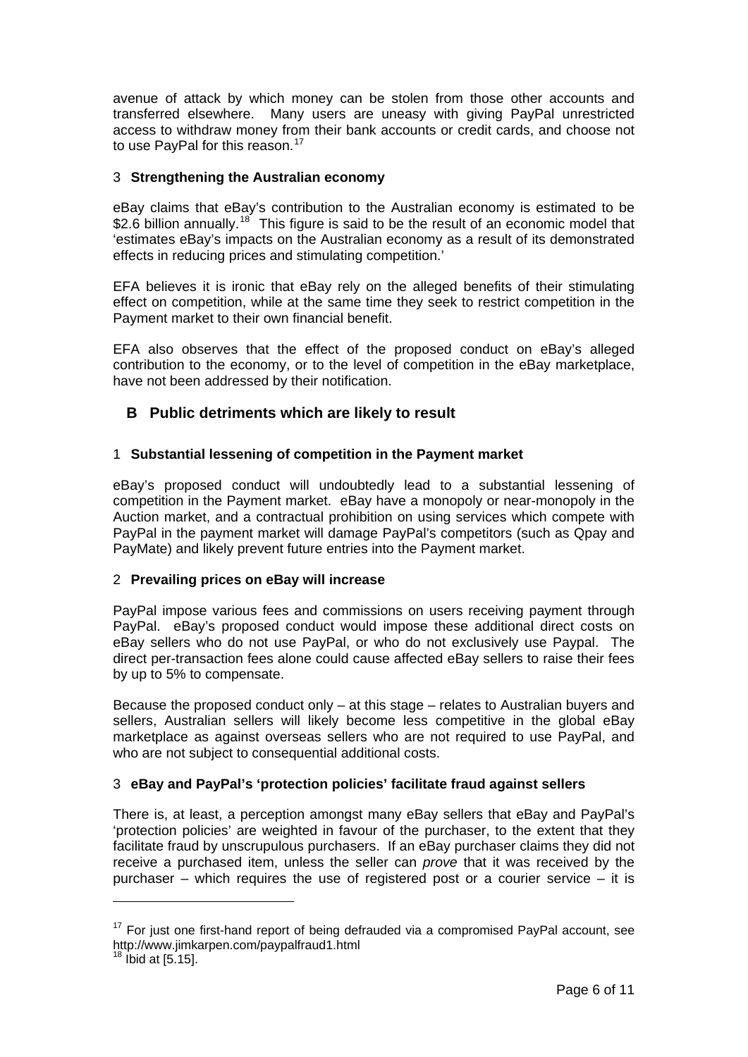avenue of attack by which money can be stolen from those other accounts and transferred elsewhere. Many users are uneasy with giving PayPal unrestricted access to withdraw money from their bank accounts or credit cards, and choose not to use PayPal for this reason.[17]

### 3 **Strengthening the Australian economy**

eBay claims that eBay's contribution to the Australian economy is estimated to be $2.6 billion annually.[18] This figure is said to be the result of an economic model that 'estimates eBay's impacts on the Australian economy as a result of its demonstrated effects in reducing prices and stimulating competition.'

EFA believes it is ironic that eBay rely on the alleged benefits of their stimulating effect on competition, while at the same time they seek to restrict competition in the Payment market to their own financial benefit.

EFA also observes that the effect of the proposed conduct on eBay's alleged contribution to the economy, or to the level of competition in the eBay marketplace, have not been addressed by their notification.

## B Public detriments which are likely to result

### 1 **Substantial lessening of competition in the Payment market**

eBay's proposed conduct will undoubtedly lead to a substantial lessening of competition in the Payment market. eBay have a monopoly or near-monopoly in the Auction market, and a contractual prohibition on using services which compete with PayPal in the payment market will damage PayPal's competitors (such as Qpay and PayMate) and likely prevent future entries into the Payment market.

### 2 **Prevailing prices on eBay will increase**

PayPal impose various fees and commissions on users receiving payment through PayPal. eBay's proposed conduct would impose these additional direct costs on eBay sellers who do not use PayPal, or who do not exclusively use Paypal. The direct per-transaction fees alone could cause affected eBay sellers to raise their fees by up to 5% to compensate.

Because the proposed conduct only – at this stage – relates to Australian buyers and sellers, Australian sellers will likely become less competitive in the global eBay marketplace as against overseas sellers who are not required to use PayPal, and who are not subject to consequential additional costs.

### 3 **eBay and PayPal's 'protection policies' facilitate fraud against sellers**

There is, at least, a perception amongst many eBay sellers that eBay and PayPal's 'protection policies' are weighted in favour of the purchaser, to the extent that they facilitate fraud by unscrupulous purchasers. If an eBay purchaser claims they did not receive a purchased item, unless the seller can *prove* that it was received by the purchaser – which requires the use of registered post or a courier service – it is

---

[17] For just one first-hand report of being defrauded via a compromised PayPal account, see http://www.jimkarpen.com/paypalfraud1.html

[18] Ibid at [5.15].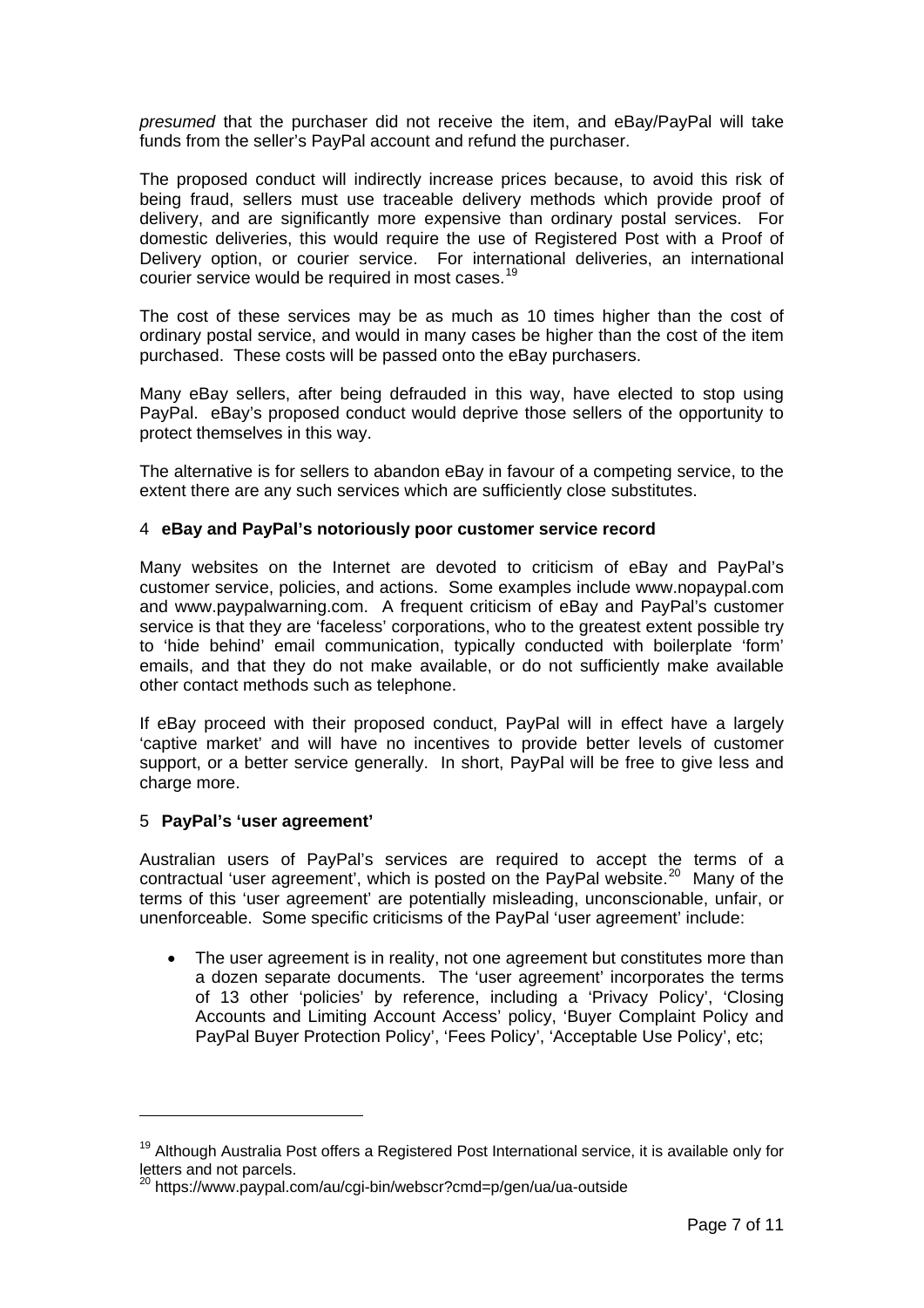*presumed* that the purchaser did not receive the item, and eBay/PayPal will take funds from the seller's PayPal account and refund the purchaser.

The proposed conduct will indirectly increase prices because, to avoid this risk of being fraud, sellers must use traceable delivery methods which provide proof of delivery, and are significantly more expensive than ordinary postal services. For domestic deliveries, this would require the use of Registered Post with a Proof of Delivery option, or courier service. For international deliveries, an international courier service would be required in most cases.[19]

The cost of these services may be as much as 10 times higher than the cost of ordinary postal service, and would in many cases be higher than the cost of the item purchased. These costs will be passed onto the eBay purchasers.

Many eBay sellers, after being defrauded in this way, have elected to stop using PayPal. eBay's proposed conduct would deprive those sellers of the opportunity to protect themselves in this way.

The alternative is for sellers to abandon eBay in favour of a competing service, to the extent there are any such services which are sufficiently close substitutes.

## 4 eBay and PayPal's notoriously poor customer service record

Many websites on the Internet are devoted to criticism of eBay and PayPal's customer service, policies, and actions. Some examples include www.nopaypal.com and www.paypalwarning.com. A frequent criticism of eBay and PayPal's customer service is that they are 'faceless' corporations, who to the greatest extent possible try to 'hide behind' email communication, typically conducted with boilerplate 'form' emails, and that they do not make available, or do not sufficiently make available other contact methods such as telephone.

If eBay proceed with their proposed conduct, PayPal will in effect have a largely 'captive market' and will have no incentives to provide better levels of customer support, or a better service generally. In short, PayPal will be free to give less and charge more.

## 5 PayPal's 'user agreement'

Australian users of PayPal's services are required to accept the terms of a contractual 'user agreement', which is posted on the PayPal website.[20] Many of the terms of this 'user agreement' are potentially misleading, unconscionable, unfair, or unenforceable. Some specific criticisms of the PayPal 'user agreement' include:

- The user agreement is in reality, not one agreement but constitutes more than a dozen separate documents. The 'user agreement' incorporates the terms of 13 other 'policies' by reference, including a 'Privacy Policy', 'Closing Accounts and Limiting Account Access' policy, 'Buyer Complaint Policy and PayPal Buyer Protection Policy', 'Fees Policy', 'Acceptable Use Policy', etc;

---

[19] Although Australia Post offers a Registered Post International service, it is available only for letters and not parcels.

[20] https://www.paypal.com/au/cgi-bin/webscr?cmd=p/gen/ua/ua-outside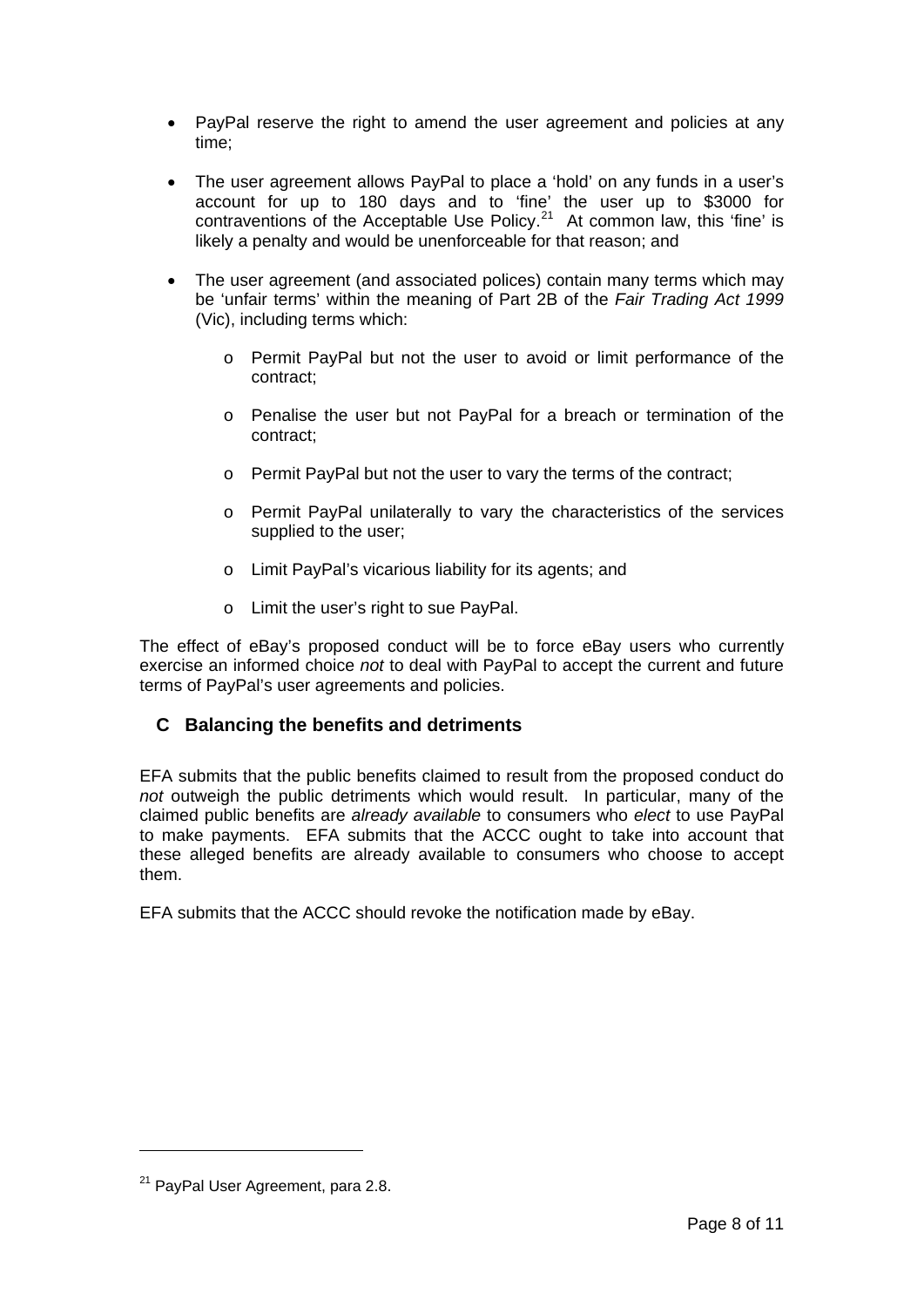- PayPal reserve the right to amend the user agreement and policies at any time;

- The user agreement allows PayPal to place a 'hold' on any funds in a user's account for up to 180 days and to 'fine' the user up to $3000 for contraventions of the Acceptable Use Policy.[21] At common law, this 'fine' is likely a penalty and would be unenforceable for that reason; and

- The user agreement (and associated polices) contain many terms which may be 'unfair terms' within the meaning of Part 2B of the *Fair Trading Act 1999* (Vic), including terms which:

    - Permit PayPal but not the user to avoid or limit performance of the contract;

    - Penalise the user but not PayPal for a breach or termination of the contract;

    - Permit PayPal but not the user to vary the terms of the contract;

    - Permit PayPal unilaterally to vary the characteristics of the services supplied to the user;

    - Limit PayPal's vicarious liability for its agents; and

    - Limit the user's right to sue PayPal.

The effect of eBay's proposed conduct will be to force eBay users who currently exercise an informed choice *not* to deal with PayPal to accept the current and future terms of PayPal's user agreements and policies.

## C Balancing the benefits and detriments

EFA submits that the public benefits claimed to result from the proposed conduct do *not* outweigh the public detriments which would result. In particular, many of the claimed public benefits are *already available* to consumers who *elect* to use PayPal to make payments. EFA submits that the ACCC ought to take into account that these alleged benefits are already available to consumers who choose to accept them.

EFA submits that the ACCC should revoke the notification made by eBay.

---

[21] PayPal User Agreement, para 2.8.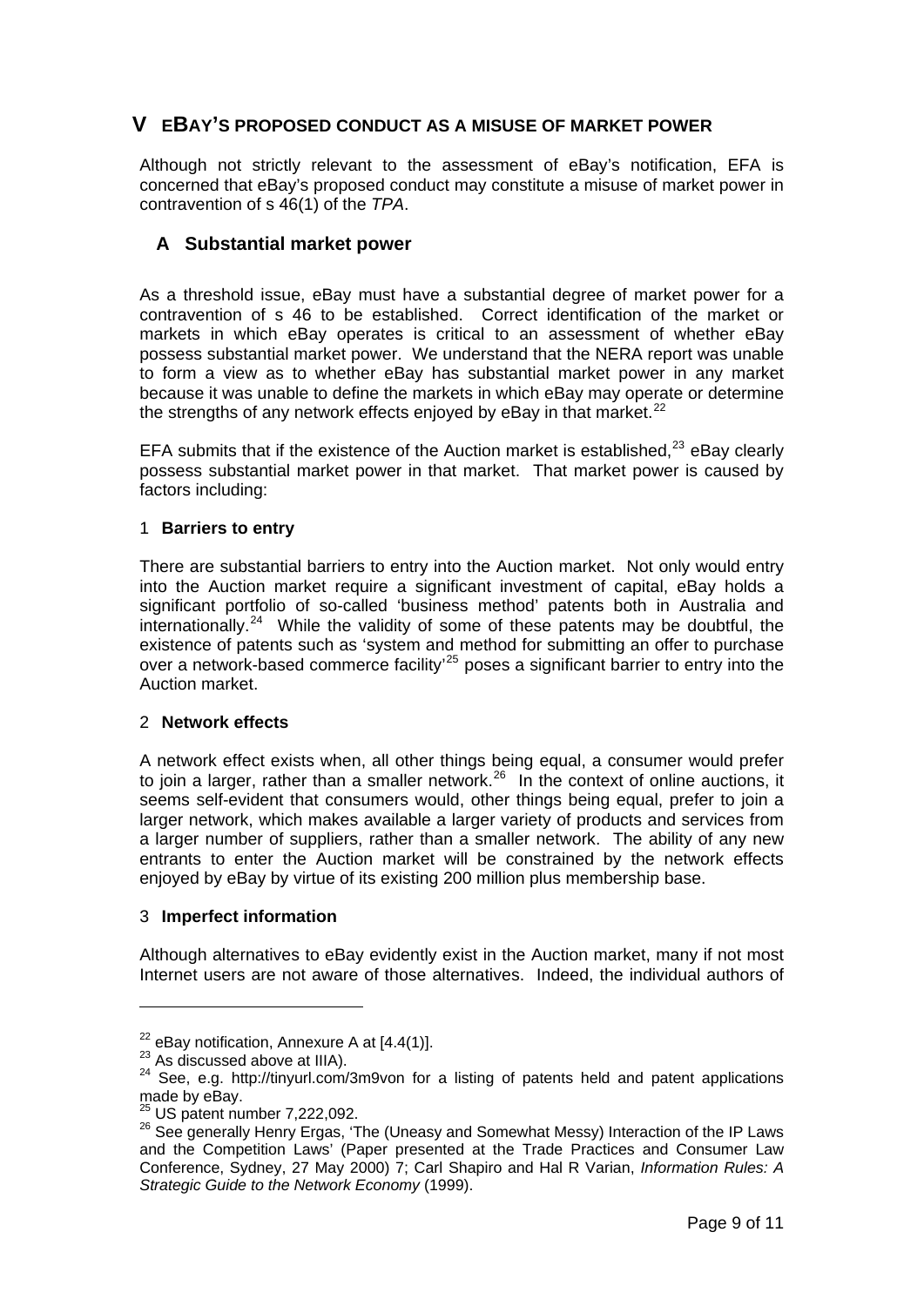# V EBAY'S PROPOSED CONDUCT AS A MISUSE OF MARKET POWER

Although not strictly relevant to the assessment of eBay's notification, EFA is concerned that eBay's proposed conduct may constitute a misuse of market power in contravention of s 46(1) of the *TPA*.

## A Substantial market power

As a threshold issue, eBay must have a substantial degree of market power for a contravention of s 46 to be established. Correct identification of the market or markets in which eBay operates is critical to an assessment of whether eBay possess substantial market power. We understand that the NERA report was unable to form a view as to whether eBay has substantial market power in any market because it was unable to define the markets in which eBay may operate or determine the strengths of any network effects enjoyed by eBay in that market.[22]

EFA submits that if the existence of the Auction market is established,[23] eBay clearly possess substantial market power in that market. That market power is caused by factors including:

### 1 Barriers to entry

There are substantial barriers to entry into the Auction market. Not only would entry into the Auction market require a significant investment of capital, eBay holds a significant portfolio of so-called 'business method' patents both in Australia and internationally.[24] While the validity of some of these patents may be doubtful, the existence of patents such as 'system and method for submitting an offer to purchase over a network-based commerce facility'[25] poses a significant barrier to entry into the Auction market.

### 2 Network effects

A network effect exists when, all other things being equal, a consumer would prefer to join a larger, rather than a smaller network.[26] In the context of online auctions, it seems self-evident that consumers would, other things being equal, prefer to join a larger network, which makes available a larger variety of products and services from a larger number of suppliers, rather than a smaller network. The ability of any new entrants to enter the Auction market will be constrained by the network effects enjoyed by eBay by virtue of its existing 200 million plus membership base.

### 3 Imperfect information

Although alternatives to eBay evidently exist in the Auction market, many if not most Internet users are not aware of those alternatives. Indeed, the individual authors of

---

[22] eBay notification, Annexure A at [4.4(1)].

[23] As discussed above at IIIA).

[24] See, e.g. http://tinyurl.com/3m9von for a listing of patents held and patent applications made by eBay.

[25] US patent number 7,222,092.

[26] See generally Henry Ergas, 'The (Uneasy and Somewhat Messy) Interaction of the IP Laws and the Competition Laws' (Paper presented at the Trade Practices and Consumer Law Conference, Sydney, 27 May 2000) 7; Carl Shapiro and Hal R Varian, *Information Rules: A Strategic Guide to the Network Economy* (1999).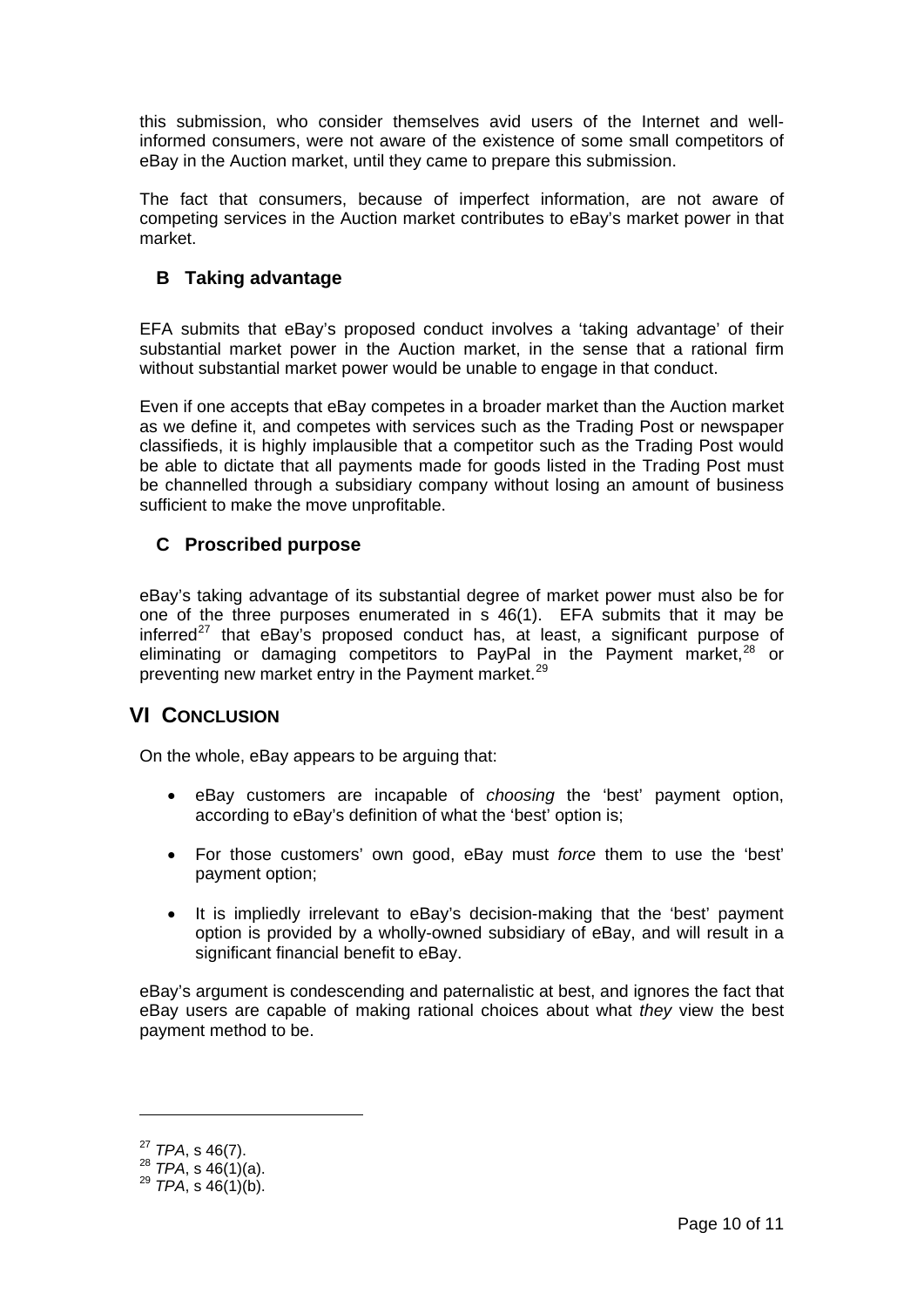this submission, who consider themselves avid users of the Internet and well-informed consumers, were not aware of the existence of some small competitors of eBay in the Auction market, until they came to prepare this submission.

The fact that consumers, because of imperfect information, are not aware of competing services in the Auction market contributes to eBay's market power in that market.

### B Taking advantage

EFA submits that eBay's proposed conduct involves a 'taking advantage' of their substantial market power in the Auction market, in the sense that a rational firm without substantial market power would be unable to engage in that conduct.

Even if one accepts that eBay competes in a broader market than the Auction market as we define it, and competes with services such as the Trading Post or newspaper classifieds, it is highly implausible that a competitor such as the Trading Post would be able to dictate that all payments made for goods listed in the Trading Post must be channelled through a subsidiary company without losing an amount of business sufficient to make the move unprofitable.

### C Proscribed purpose

eBay's taking advantage of its substantial degree of market power must also be for one of the three purposes enumerated in s 46(1). EFA submits that it may be inferred[27] that eBay's proposed conduct has, at least, a significant purpose of eliminating or damaging competitors to PayPal in the Payment market,[28] or preventing new market entry in the Payment market.[29]

## VI CONCLUSION

On the whole, eBay appears to be arguing that:

- eBay customers are incapable of *choosing* the 'best' payment option, according to eBay's definition of what the 'best' option is;
- For those customers' own good, eBay must *force* them to use the 'best' payment option;
- It is impliedly irrelevant to eBay's decision-making that the 'best' payment option is provided by a wholly-owned subsidiary of eBay, and will result in a significant financial benefit to eBay.

eBay's argument is condescending and paternalistic at best, and ignores the fact that eBay users are capable of making rational choices about what *they* view the best payment method to be.

---

[27] *TPA*, s 46(7).
[28] *TPA*, s 46(1)(a).
[29] *TPA*, s 46(1)(b).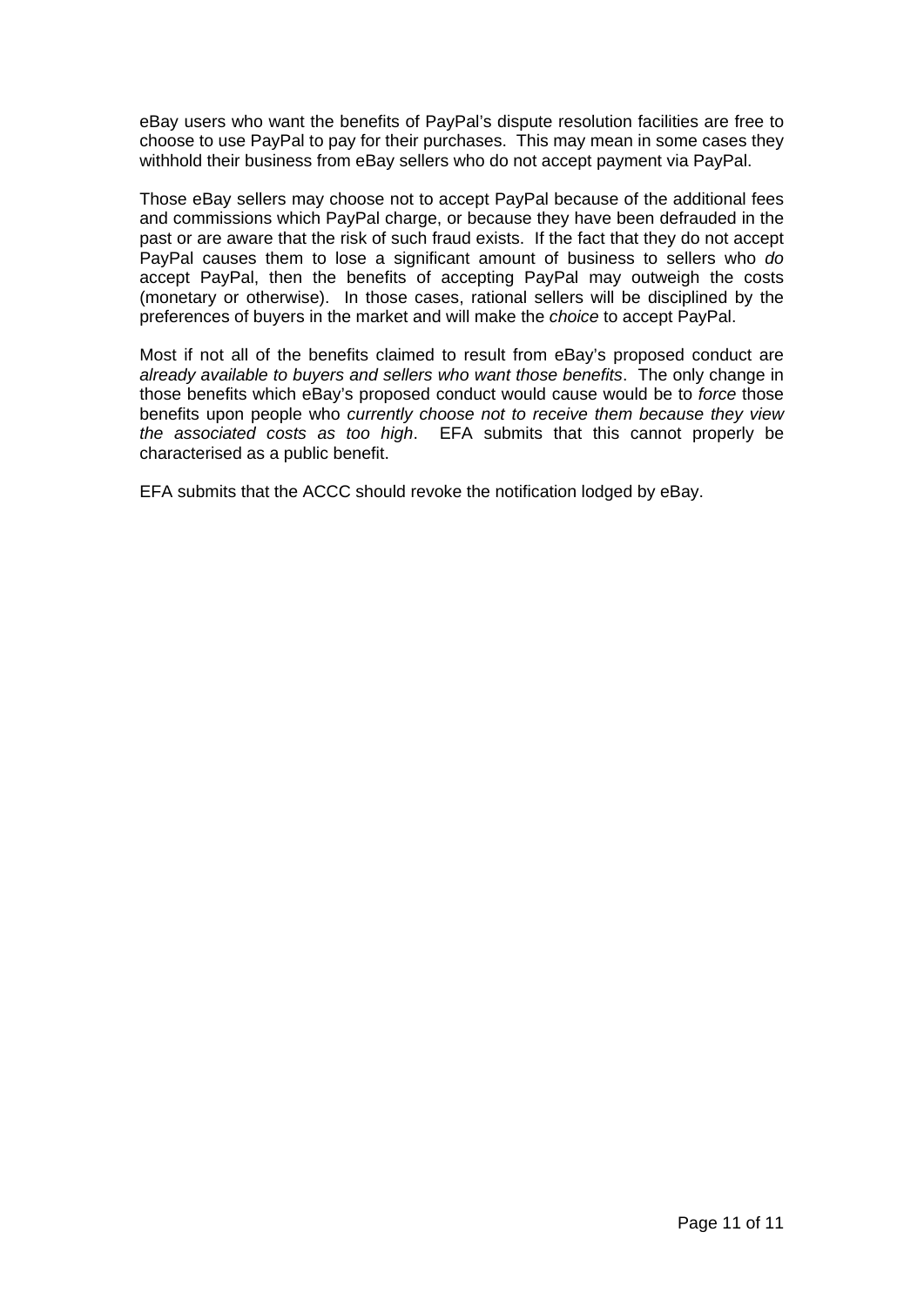eBay users who want the benefits of PayPal's dispute resolution facilities are free to choose to use PayPal to pay for their purchases. This may mean in some cases they withhold their business from eBay sellers who do not accept payment via PayPal.

Those eBay sellers may choose not to accept PayPal because of the additional fees and commissions which PayPal charge, or because they have been defrauded in the past or are aware that the risk of such fraud exists. If the fact that they do not accept PayPal causes them to lose a significant amount of business to sellers who *do* accept PayPal, then the benefits of accepting PayPal may outweigh the costs (monetary or otherwise). In those cases, rational sellers will be disciplined by the preferences of buyers in the market and will make the *choice* to accept PayPal.

Most if not all of the benefits claimed to result from eBay's proposed conduct are *already available to buyers and sellers who want those benefits*. The only change in those benefits which eBay's proposed conduct would cause would be to *force* those benefits upon people who *currently choose not to receive them because they view the associated costs as too high*. EFA submits that this cannot properly be characterised as a public benefit.

EFA submits that the ACCC should revoke the notification lodged by eBay.